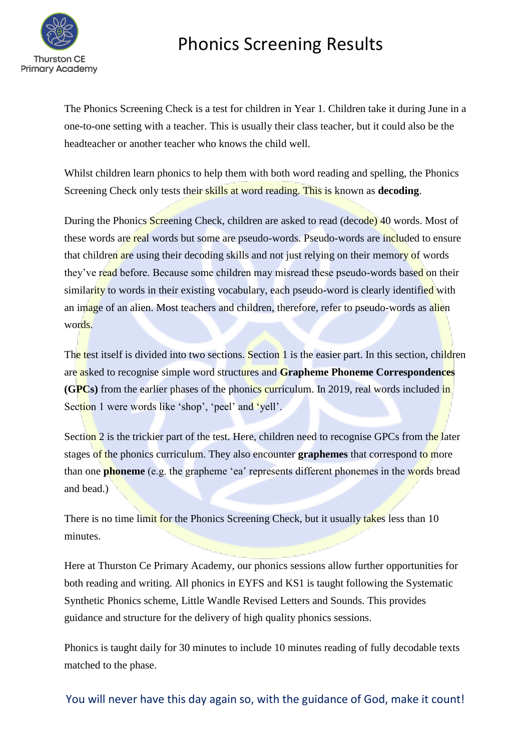# Phonics Screening Results

The Phonics Screening Check is a test for children in Year 1. Children take it during June in a one-to-one setting with a teacher. This is usually their class teacher, but it could also be the headteacher or another teacher who knows the child well.

Whilst children learn phonics to help them with both word reading and spelling, the Phonics Screening Check only tests their skills at word reading. This is known as **decoding**.

During the Phonics Screening Check, children are asked to read (decode) 40 words. Most of these words are real words but some are pseudo-words. Pseudo-words are included to ensure that children are using their decoding skills and not just relying on their memory of words they've read before. Because some children may misread these pseudo-words based on their similarity to words in their existing vocabulary, each pseudo-word is clearly identified with an image of an alien. Most teachers and children, therefore, refer to pseudo-words as alien words.

The test itself is divided into two sections. Section 1 is the easier part. In this section, children are asked to recognise simple word structures and **Grapheme Phoneme Correspondences (GPCs)** from the earlier phases of the phonics curriculum. In 2019, real words included in Section 1 were words like 'shop', 'peel' and 'yell'.

Section 2 is the trickier part of the test. Here, children need to recognise GPCs from the later stages of the phonics curriculum. They also encounter **graphemes** that correspond to more than one **phoneme** (e.g. the grapheme 'ea' represents different phonemes in the words bread and bead.)

There is no time limit for the Phonics Screening Check, but it usually takes less than 10 minutes.

Here at Thurston Ce Primary Academy, our phonics sessions allow further opportunities for both reading and writing. All phonics in EYFS and KS1 is taught following the Systematic Synthetic Phonics scheme, Little Wandle Revised Letters and Sounds. This provides guidance and structure for the delivery of high quality phonics sessions.

Phonics is taught daily for 30 minutes to include 10 minutes reading of fully decodable texts matched to the phase.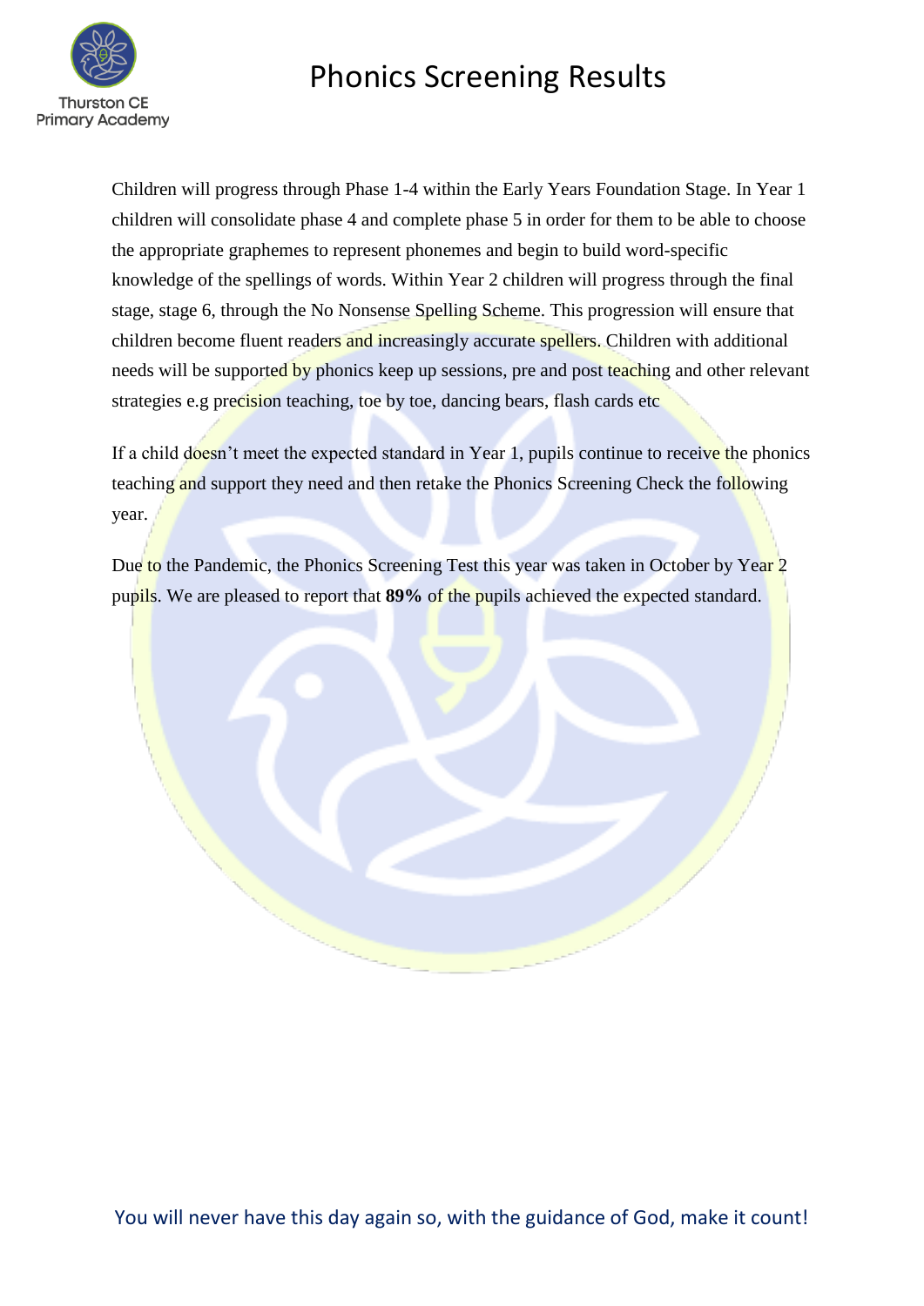# Phonics Screening Results

Children will progress through Phase 1-4 within the Early Years Foundation Stage. In Year 1 children will consolidate phase 4 and complete phase 5 in order for them to be able to choose the appropriate graphemes to represent phonemes and begin to build word-specific knowledge of the spellings of words. Within Year 2 children will progress through the final stage, stage 6, through the No Nonsense Spelling Scheme. This progression will ensure that children become fluent readers and increasingly accurate spellers. Children with additional needs will be supported by phonics keep up sessions, pre and post teaching and other relevant strategies e.g precision teaching, toe by toe, dancing bears, flash cards etc

If a child doesn't meet the expected standard in Year 1, pupils continue to receive the phonics teaching and support they need and then retake the Phonics Screening Check the following year.

Due to the Pandemic, the Phonics Screening Test this year was taken in October by Year 2 pupils. We are pleased to report that **89%** of the pupils achieved the expected standard.